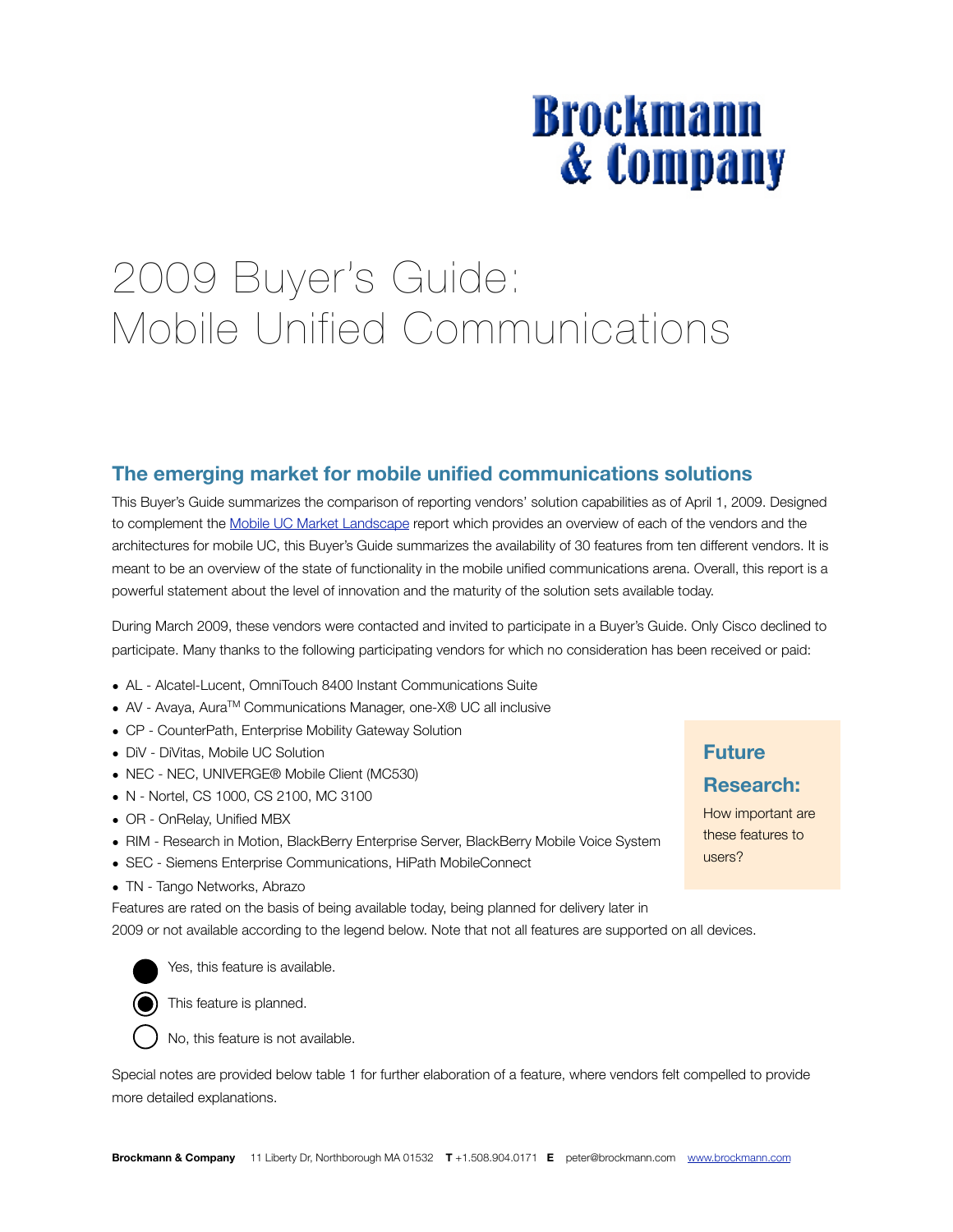Brockmann & Company

# 2009 Buyer's Guide: Mobile Unified Communications

## The emerging market for mobile unified communications solutions

This Buyer's Guide summarizes the comparison of reporting vendors' solution capabilities as of April 1, 2009. Designed to complement the [Mobile UC Market Landscape](#) report which provides an overview of each of the vendors and the architectures for mobile UC, this Buyer's Guide summarizes the availability of 30 features from ten different vendors. It is meant to be an overview of the state of functionality in the mobile unified communications arena. Overall, this report is a powerful statement about the level of innovation and the maturity of the solution sets available today.

During March 2009, these vendors were contacted and invited to participate in a Buyer's Guide. Only Cisco declined to participate. Many thanks to the following participating vendors for which no consideration has been received or paid:

- AL - Alcatel-Lucent, OmniTouch 8400 Instant Communications Suite
- AV - Avaya, Aura™ Communications Manager, one-X® UC all inclusive
- CP - CounterPath, Enterprise Mobility Gateway Solution
- DiV - DiVitas, Mobile UC Solution
- NEC - NEC, UNIVERGE® Mobile Client (MC530)
- N - Nortel, CS 1000, CS 2100, MC 3100
- OR - OnRelay, Unified MBX
- RIM - Research in Motion, BlackBerry Enterprise Server, BlackBerry Mobile Voice System
- SEC - Siemens Enterprise Communications, HiPath MobileConnect
- TN - Tango Networks, Abrazo

**Future Research:**

How important are these features to users?

Features are rated on the basis of being available today, being planned for delivery later in 2009 or not available according to the legend below. Note that not all features are supported on all devices.

- ● Yes, this feature is available.
- ◉ This feature is planned.
- ○ No, this feature is not available.

Special notes are provided below table 1 for further elaboration of a feature, where vendors felt compelled to provide more detailed explanations.

**Brockmann & Company** 11 Liberty Dr, Northborough MA 01532 **T** +1.508.904.0171 **E** peter@brockmann.com www.brockmann.com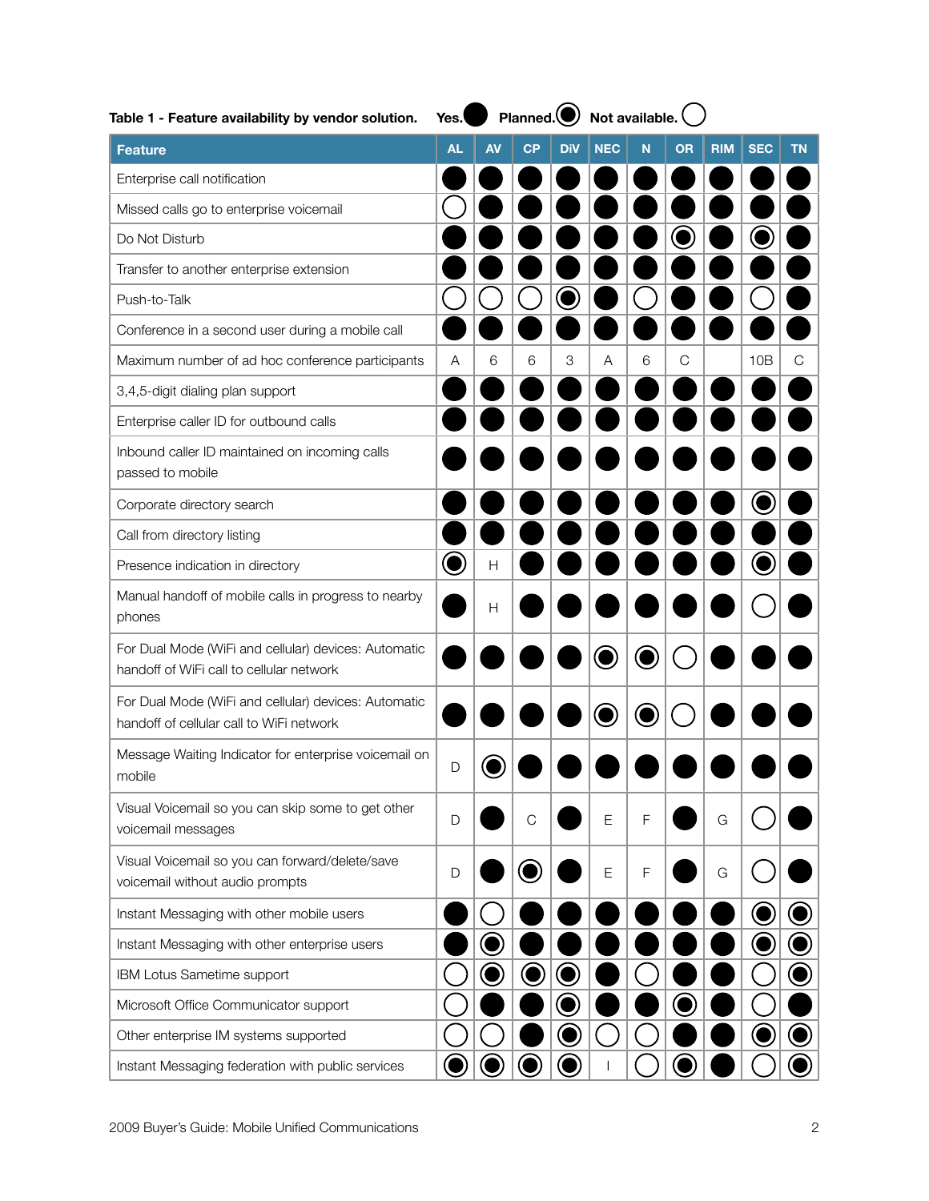**Table 1 - Feature availability by vendor solution.** Yes. ● Planned. ◉ Not available. ○

| Feature | AL | AV | CP | DiV | NEC | N | OR | RIM | SEC | TN |
|---|---|---|---|---|---|---|---|---|---|---|
| Enterprise call notification | ● | ● | ● | ● | ● | ● | ● | ● | ● | ● |
| Missed calls go to enterprise voicemail | ○ | ● | ● | ● | ● | ● | ● | ● | ● | ● |
| Do Not Disturb | ● | ● | ● | ● | ● | ● | ◉ | ● | ◉ | ● |
| Transfer to another enterprise extension | ● | ● | ● | ● | ● | ● | ● | ● | ● | ● |
| Push-to-Talk | ○ | ○ | ○ | ◉ | ● | ○ | ● | ● | ○ | ● |
| Conference in a second user during a mobile call | ● | ● | ● | ● | ● | ● | ● | ● | ● | ● |
| Maximum number of ad hoc conference participants | A | 6 | 6 | 3 | A | 6 | C | | 10B | C |
| 3,4,5-digit dialing plan support | ● | ● | ● | ● | ● | ● | ● | ● | ● | ● |
| Enterprise caller ID for outbound calls | ● | ● | ● | ● | ● | ● | ● | ● | ● | ● |
| Inbound caller ID maintained on incoming calls passed to mobile | ● | ● | ● | ● | ● | ● | ● | ● | ● | ● |
| Corporate directory search | ● | ● | ● | ● | ● | ● | ● | ● | ◉ | ● |
| Call from directory listing | ● | ● | ● | ● | ● | ● | ● | ● | ● | ● |
| Presence indication in directory | ◉ | H | ● | ● | ● | ● | ● | ● | ◉ | ● |
| Manual handoff of mobile calls in progress to nearby phones | ● | H | ● | ● | ● | ● | ● | ● | ○ | ● |
| For Dual Mode (WiFi and cellular) devices: Automatic handoff of WiFi call to cellular network | ● | ● | ● | ● | ◉ | ◉ | ○ | ● | ● | ● |
| For Dual Mode (WiFi and cellular) devices: Automatic handoff of cellular call to WiFi network | ● | ● | ● | ● | ◉ | ◉ | ○ | ● | ● | ● |
| Message Waiting Indicator for enterprise voicemail on mobile | D | ◉ | ● | ● | ● | ● | ● | ● | ● | ● |
| Visual Voicemail so you can skip some to get other voicemail messages | D | ● | C | ● | E | F | ● | G | ○ | ● |
| Visual Voicemail so you can forward/delete/save voicemail without audio prompts | D | ● | ◉ | ● | E | F | ● | G | ○ | ● |
| Instant Messaging with other mobile users | ● | ○ | ● | ● | ● | ● | ● | ● | ◉ | ◉ |
| Instant Messaging with other enterprise users | ● | ◉ | ● | ● | ● | ● | ● | ● | ◉ | ◉ |
| IBM Lotus Sametime support | ○ | ◉ | ◉ | ◉ | ● | ○ | ● | ● | ○ | ◉ |
| Microsoft Office Communicator support | ○ | ● | ● | ◉ | ● | ● | ◉ | ● | ○ | ● |
| Other enterprise IM systems supported | ○ | ○ | ● | ◉ | ○ | ○ | ● | ● | ◉ | ◉ |
| Instant Messaging federation with public services | ◉ | ◉ | ◉ | ◉ | I | ○ | ◉ | ● | ○ | ◉ |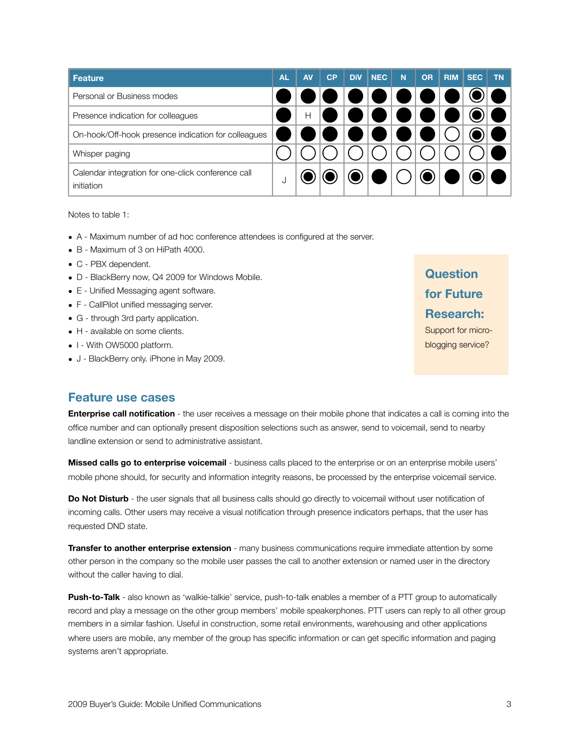| Feature | AL | AV | CP | DiV | NEC | N | OR | RIM | SEC | TN |
|---|---|---|---|---|---|---|---|---|---|---|
| Personal or Business modes | ● | ● | ● | ● | ● | ● | ● | ● | ◉ | ● |
| Presence indication for colleagues | ● | H | ● | ● | ● | ● | ● | ● | ◉ | ● |
| On-hook/Off-hook presence indication for colleagues | ● | ● | ● | ● | ● | ● | ● | ○ | ◉ | ● |
| Whisper paging | ○ | ○ | ○ | ○ | ○ | ○ | ○ | ○ | ○ | ● |
| Calendar integration for one-click conference call initiation | J | ◉ | ◉ | ◉ | ● | ○ | ◉ | ● | ◉ | ● |

Notes to table 1:

- A - Maximum number of ad hoc conference attendees is configured at the server.
- B - Maximum of 3 on HiPath 4000.
- C - PBX dependent.
- D - BlackBerry now, Q4 2009 for Windows Mobile.
- E - Unified Messaging agent software.
- F - CallPilot unified messaging server.
- G - through 3rd party application.
- H - available on some clients.
- I - With OW5000 platform.
- J - BlackBerry only. iPhone in May 2009.

**Question for Future Research:**

Support for micro-blogging service?

## Feature use cases

**Enterprise call notification** - the user receives a message on their mobile phone that indicates a call is coming into the office number and can optionally present disposition selections such as answer, send to voicemail, send to nearby landline extension or send to administrative assistant.

**Missed calls go to enterprise voicemail** - business calls placed to the enterprise or on an enterprise mobile users' mobile phone should, for security and information integrity reasons, be processed by the enterprise voicemail service.

**Do Not Disturb** - the user signals that all business calls should go directly to voicemail without user notification of incoming calls. Other users may receive a visual notification through presence indicators perhaps, that the user has requested DND state.

**Transfer to another enterprise extension** - many business communications require immediate attention by some other person in the company so the mobile user passes the call to another extension or named user in the directory without the caller having to dial.

**Push-to-Talk** - also known as 'walkie-talkie' service, push-to-talk enables a member of a PTT group to automatically record and play a message on the other group members' mobile speakerphones. PTT users can reply to all other group members in a similar fashion. Useful in construction, some retail environments, warehousing and other applications where users are mobile, any member of the group has specific information or can get specific information and paging systems aren't appropriate.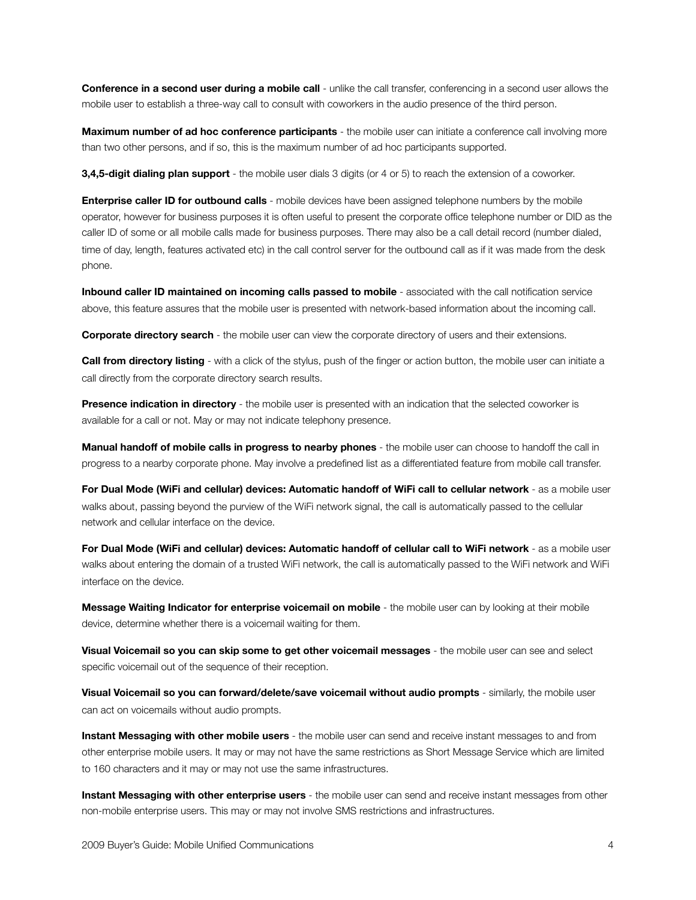**Conference in a second user during a mobile call** - unlike the call transfer, conferencing in a second user allows the mobile user to establish a three-way call to consult with coworkers in the audio presence of the third person.

**Maximum number of ad hoc conference participants** - the mobile user can initiate a conference call involving more than two other persons, and if so, this is the maximum number of ad hoc participants supported.

**3,4,5-digit dialing plan support** - the mobile user dials 3 digits (or 4 or 5) to reach the extension of a coworker.

**Enterprise caller ID for outbound calls** - mobile devices have been assigned telephone numbers by the mobile operator, however for business purposes it is often useful to present the corporate office telephone number or DID as the caller ID of some or all mobile calls made for business purposes. There may also be a call detail record (number dialed, time of day, length, features activated etc) in the call control server for the outbound call as if it was made from the desk phone.

**Inbound caller ID maintained on incoming calls passed to mobile** - associated with the call notification service above, this feature assures that the mobile user is presented with network-based information about the incoming call.

**Corporate directory search** - the mobile user can view the corporate directory of users and their extensions.

**Call from directory listing** - with a click of the stylus, push of the finger or action button, the mobile user can initiate a call directly from the corporate directory search results.

**Presence indication in directory** - the mobile user is presented with an indication that the selected coworker is available for a call or not. May or may not indicate telephony presence.

**Manual handoff of mobile calls in progress to nearby phones** - the mobile user can choose to handoff the call in progress to a nearby corporate phone. May involve a predefined list as a differentiated feature from mobile call transfer.

**For Dual Mode (WiFi and cellular) devices: Automatic handoff of WiFi call to cellular network** - as a mobile user walks about, passing beyond the purview of the WiFi network signal, the call is automatically passed to the cellular network and cellular interface on the device.

**For Dual Mode (WiFi and cellular) devices: Automatic handoff of cellular call to WiFi network** - as a mobile user walks about entering the domain of a trusted WiFi network, the call is automatically passed to the WiFi network and WiFi interface on the device.

**Message Waiting Indicator for enterprise voicemail on mobile** - the mobile user can by looking at their mobile device, determine whether there is a voicemail waiting for them.

**Visual Voicemail so you can skip some to get other voicemail messages** - the mobile user can see and select specific voicemail out of the sequence of their reception.

**Visual Voicemail so you can forward/delete/save voicemail without audio prompts** - similarly, the mobile user can act on voicemails without audio prompts.

**Instant Messaging with other mobile users** - the mobile user can send and receive instant messages to and from other enterprise mobile users. It may or may not have the same restrictions as Short Message Service which are limited to 160 characters and it may or may not use the same infrastructures.

**Instant Messaging with other enterprise users** - the mobile user can send and receive instant messages from other non-mobile enterprise users. This may or may not involve SMS restrictions and infrastructures.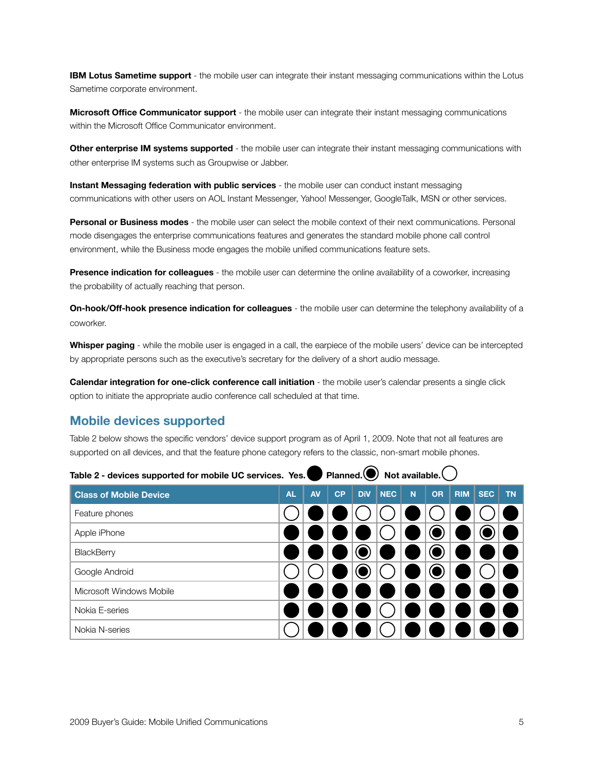**IBM Lotus Sametime support** - the mobile user can integrate their instant messaging communications within the Lotus Sametime corporate environment.

**Microsoft Office Communicator support** - the mobile user can integrate their instant messaging communications within the Microsoft Office Communicator environment.

**Other enterprise IM systems supported** - the mobile user can integrate their instant messaging communications with other enterprise IM systems such as Groupwise or Jabber.

**Instant Messaging federation with public services** - the mobile user can conduct instant messaging communications with other users on AOL Instant Messenger, Yahoo! Messenger, GoogleTalk, MSN or other services.

**Personal or Business modes** - the mobile user can select the mobile context of their next communications. Personal mode disengages the enterprise communications features and generates the standard mobile phone call control environment, while the Business mode engages the mobile unified communications feature sets.

**Presence indication for colleagues** - the mobile user can determine the online availability of a coworker, increasing the probability of actually reaching that person.

**On-hook/Off-hook presence indication for colleagues** - the mobile user can determine the telephony availability of a coworker.

**Whisper paging** - while the mobile user is engaged in a call, the earpiece of the mobile users' device can be intercepted by appropriate persons such as the executive's secretary for the delivery of a short audio message.

**Calendar integration for one-click conference call initiation** - the mobile user's calendar presents a single click option to initiate the appropriate audio conference call scheduled at that time.

## Mobile devices supported

Table 2 below shows the specific vendors' device support program as of April 1, 2009. Note that not all features are supported on all devices, and that the feature phone category refers to the classic, non-smart mobile phones.

**Table 2 - devices supported for mobile UC services. Yes. ● Planned. ◉ Not available. ○**

| Class of Mobile Device | AL | AV | CP | DiV | NEC | N | OR | RIM | SEC | TN |
|---|---|---|---|---|---|---|---|---|---|---|
| Feature phones | ○ | ● | ● | ○ | ○ | ● | ○ | ● | ○ | ● |
| Apple iPhone | ● | ● | ● | ● | ○ | ● | ◉ | ● | ◉ | ● |
| BlackBerry | ● | ● | ● | ◉ | ● | ● | ◉ | ● | ● | ● |
| Google Android | ○ | ○ | ● | ◉ | ○ | ● | ◉ | ● | ○ | ● |
| Microsoft Windows Mobile | ● | ● | ● | ● | ● | ● | ● | ● | ● | ● |
| Nokia E-series | ● | ● | ● | ● | ○ | ● | ● | ● | ● | ● |
| Nokia N-series | ○ | ● | ● | ● | ○ | ● | ● | ● | ● | ● |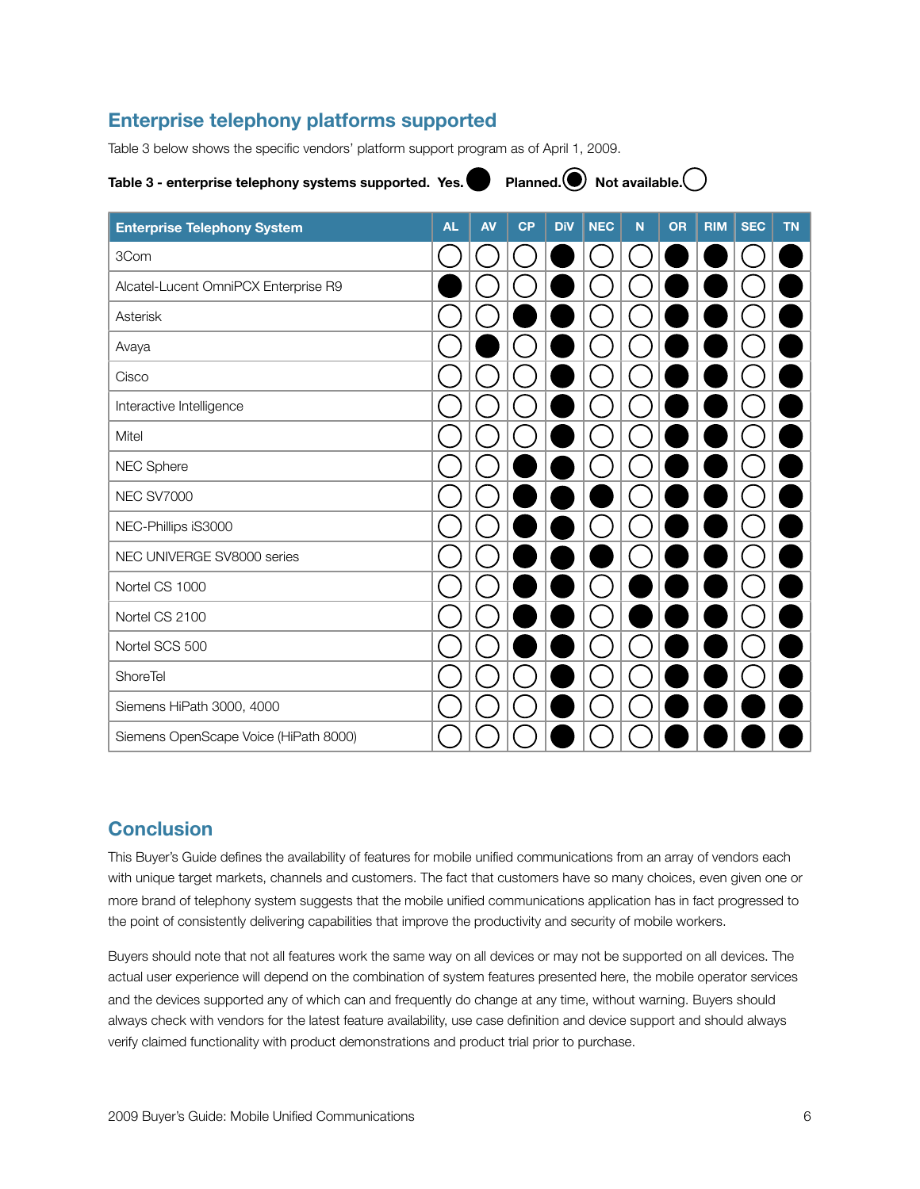## Enterprise telephony platforms supported

Table 3 below shows the specific vendors' platform support program as of April 1, 2009.

**Table 3 - enterprise telephony systems supported. Yes.** ● **Planned.** ◉ **Not available.** ○

| Enterprise Telephony System | AL | AV | CP | DiV | NEC | N | OR | RIM | SEC | TN |
|---|---|---|---|---|---|---|---|---|---|---|
| 3Com | ○ | ○ | ○ | ● | ○ | ○ | ● | ● | ○ | ● |
| Alcatel-Lucent OmniPCX Enterprise R9 | ● | ○ | ○ | ● | ○ | ○ | ● | ● | ○ | ● |
| Asterisk | ○ | ○ | ● | ● | ○ | ○ | ● | ● | ○ | ● |
| Avaya | ○ | ● | ○ | ● | ○ | ○ | ● | ● | ○ | ● |
| Cisco | ○ | ○ | ○ | ● | ○ | ○ | ● | ● | ○ | ● |
| Interactive Intelligence | ○ | ○ | ○ | ● | ○ | ○ | ● | ● | ○ | ● |
| Mitel | ○ | ○ | ○ | ● | ○ | ○ | ● | ● | ○ | ● |
| NEC Sphere | ○ | ○ | ● | ● | ○ | ○ | ● | ● | ○ | ● |
| NEC SV7000 | ○ | ○ | ● | ● | ● | ○ | ● | ● | ○ | ● |
| NEC-Phillips iS3000 | ○ | ○ | ● | ● | ○ | ○ | ● | ● | ○ | ● |
| NEC UNIVERGE SV8000 series | ○ | ○ | ● | ● | ● | ○ | ● | ● | ○ | ● |
| Nortel CS 1000 | ○ | ○ | ● | ● | ○ | ● | ● | ● | ○ | ● |
| Nortel CS 2100 | ○ | ○ | ● | ● | ○ | ● | ● | ● | ○ | ● |
| Nortel SCS 500 | ○ | ○ | ● | ● | ○ | ○ | ● | ● | ○ | ● |
| ShoreTel | ○ | ○ | ○ | ● | ○ | ○ | ● | ● | ○ | ● |
| Siemens HiPath 3000, 4000 | ○ | ○ | ○ | ● | ○ | ○ | ● | ● | ● | ● |
| Siemens OpenScape Voice (HiPath 8000) | ○ | ○ | ○ | ● | ○ | ○ | ● | ● | ● | ● |

## Conclusion

This Buyer's Guide defines the availability of features for mobile unified communications from an array of vendors each with unique target markets, channels and customers. The fact that customers have so many choices, even given one or more brand of telephony system suggests that the mobile unified communications application has in fact progressed to the point of consistently delivering capabilities that improve the productivity and security of mobile workers.

Buyers should note that not all features work the same way on all devices or may not be supported on all devices. The actual user experience will depend on the combination of system features presented here, the mobile operator services and the devices supported any of which can and frequently do change at any time, without warning. Buyers should always check with vendors for the latest feature availability, use case definition and device support and should always verify claimed functionality with product demonstrations and product trial prior to purchase.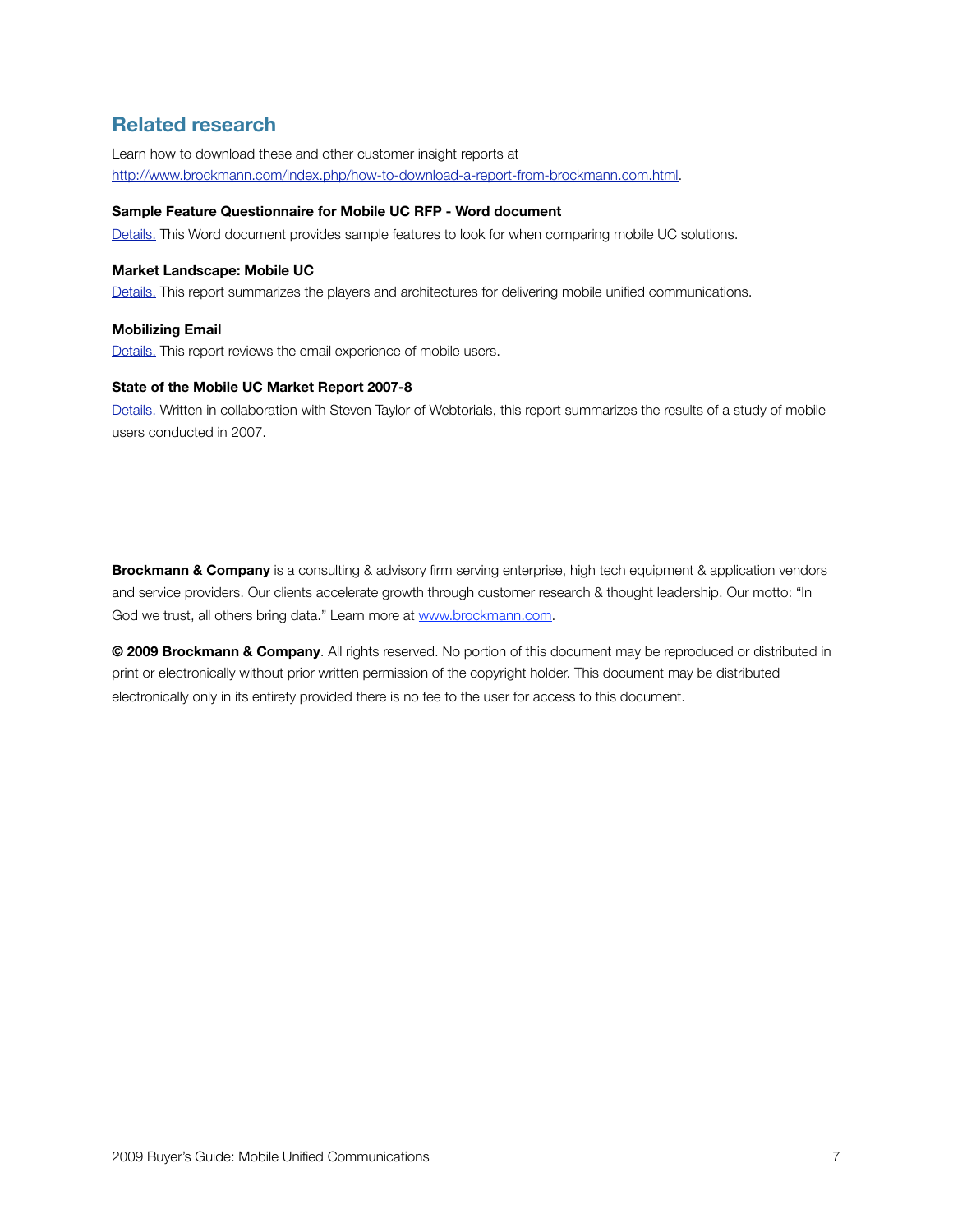## Related research

Learn how to download these and other customer insight reports at http://www.brockmann.com/index.php/how-to-download-a-report-from-brockmann.com.html.

**Sample Feature Questionnaire for Mobile UC RFP - Word document**

Details. This Word document provides sample features to look for when comparing mobile UC solutions.

**Market Landscape: Mobile UC**

Details. This report summarizes the players and architectures for delivering mobile unified communications.

**Mobilizing Email**

Details. This report reviews the email experience of mobile users.

**State of the Mobile UC Market Report 2007-8**

Details. Written in collaboration with Steven Taylor of Webtorials, this report summarizes the results of a study of mobile users conducted in 2007.

**Brockmann & Company** is a consulting & advisory firm serving enterprise, high tech equipment & application vendors and service providers. Our clients accelerate growth through customer research & thought leadership. Our motto: "In God we trust, all others bring data." Learn more at www.brockmann.com.

**© 2009 Brockmann & Company**. All rights reserved. No portion of this document may be reproduced or distributed in print or electronically without prior written permission of the copyright holder. This document may be distributed electronically only in its entirety provided there is no fee to the user for access to this document.